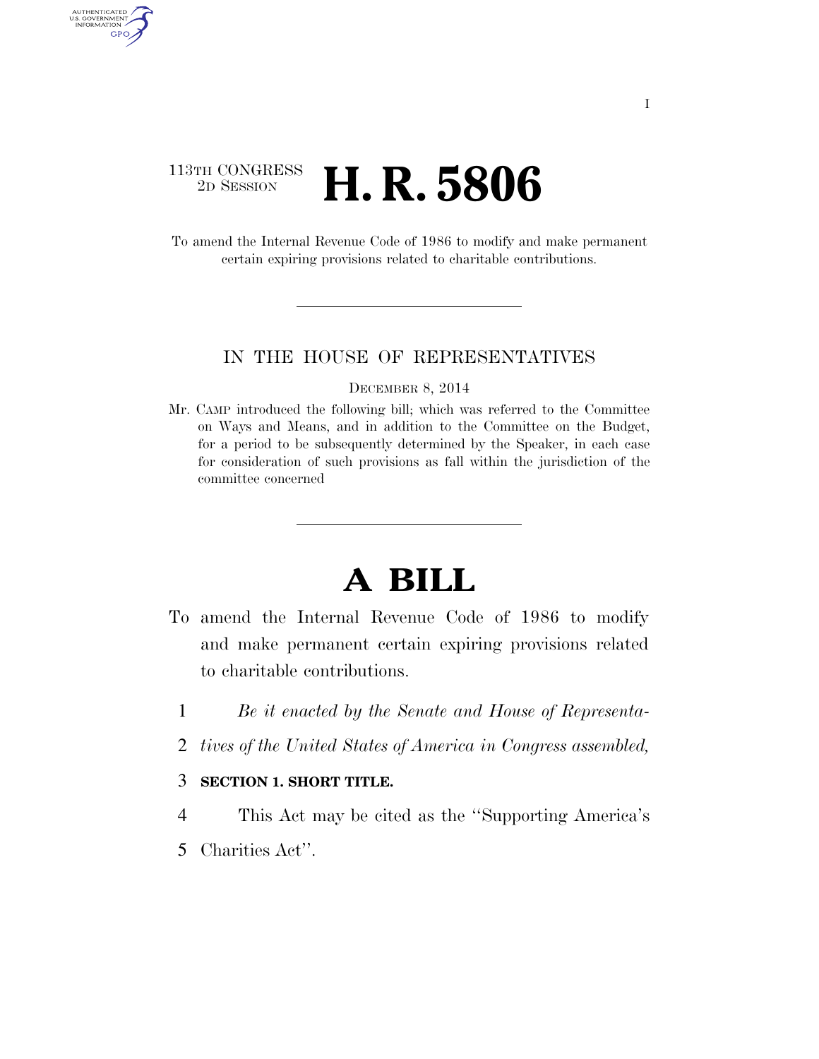113TH CONGRESS
2D SESSION

# H. R. 5806

To amend the Internal Revenue Code of 1986 to modify and make permanent certain expiring provisions related to charitable contributions.

IN THE HOUSE OF REPRESENTATIVES

DECEMBER 8, 2014

Mr. CAMP introduced the following bill; which was referred to the Committee on Ways and Means, and in addition to the Committee on the Budget, for a period to be subsequently determined by the Speaker, in each case for consideration of such provisions as fall within the jurisdiction of the committee concerned

# A BILL

To amend the Internal Revenue Code of 1986 to modify and make permanent certain expiring provisions related to charitable contributions.

1 *Be it enacted by the Senate and House of Representa-*
2 *tives of the United States of America in Congress assembled,*

3 **SECTION 1. SHORT TITLE.**

4 This Act may be cited as the ''Supporting America's
5 Charities Act''.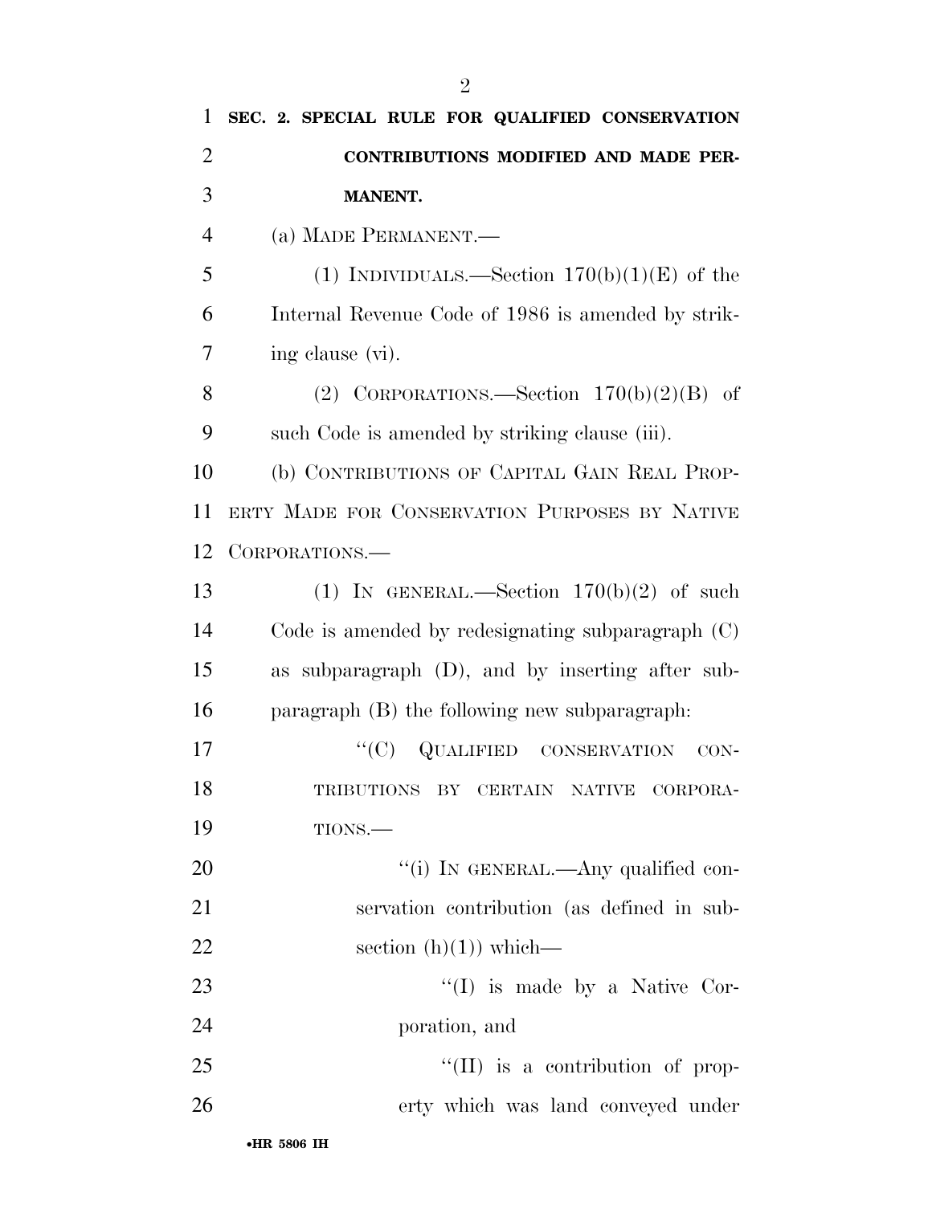**SEC. 2. SPECIAL RULE FOR QUALIFIED CONSERVATION CONTRIBUTIONS MODIFIED AND MADE PERMANENT.**

(a) MADE PERMANENT.—

(1) INDIVIDUALS.—Section 170(b)(1)(E) of the Internal Revenue Code of 1986 is amended by striking clause (vi).

(2) CORPORATIONS.—Section 170(b)(2)(B) of such Code is amended by striking clause (iii).

(b) CONTRIBUTIONS OF CAPITAL GAIN REAL PROPERTY MADE FOR CONSERVATION PURPOSES BY NATIVE CORPORATIONS.—

(1) IN GENERAL.—Section 170(b)(2) of such Code is amended by redesignating subparagraph (C) as subparagraph (D), and by inserting after subparagraph (B) the following new subparagraph:

"(C) QUALIFIED CONSERVATION CONTRIBUTIONS BY CERTAIN NATIVE CORPORATIONS.—

"(i) IN GENERAL.—Any qualified conservation contribution (as defined in subsection (h)(1)) which—

"(I) is made by a Native Corporation, and

"(II) is a contribution of property which was land conveyed under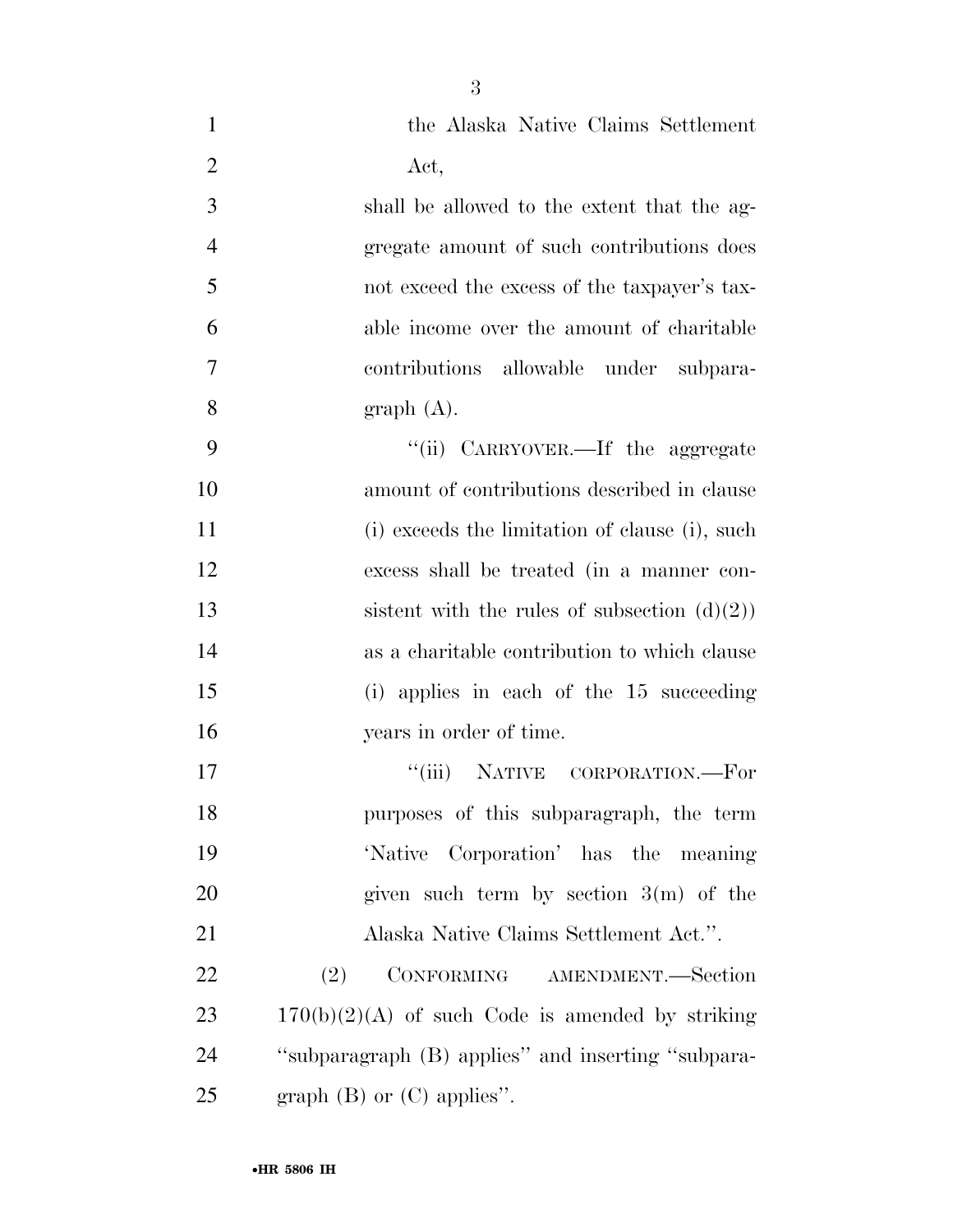the Alaska Native Claims Settlement Act,

shall be allowed to the extent that the aggregate amount of such contributions does not exceed the excess of the taxpayer's taxable income over the amount of charitable contributions allowable under subparagraph (A).

"(ii) CARRYOVER.—If the aggregate amount of contributions described in clause (i) exceeds the limitation of clause (i), such excess shall be treated (in a manner consistent with the rules of subsection (d)(2)) as a charitable contribution to which clause (i) applies in each of the 15 succeeding years in order of time.

"(iii) NATIVE CORPORATION.—For purposes of this subparagraph, the term 'Native Corporation' has the meaning given such term by section 3(m) of the Alaska Native Claims Settlement Act.".

(2) CONFORMING AMENDMENT.—Section 170(b)(2)(A) of such Code is amended by striking "subparagraph (B) applies" and inserting "subparagraph (B) or (C) applies".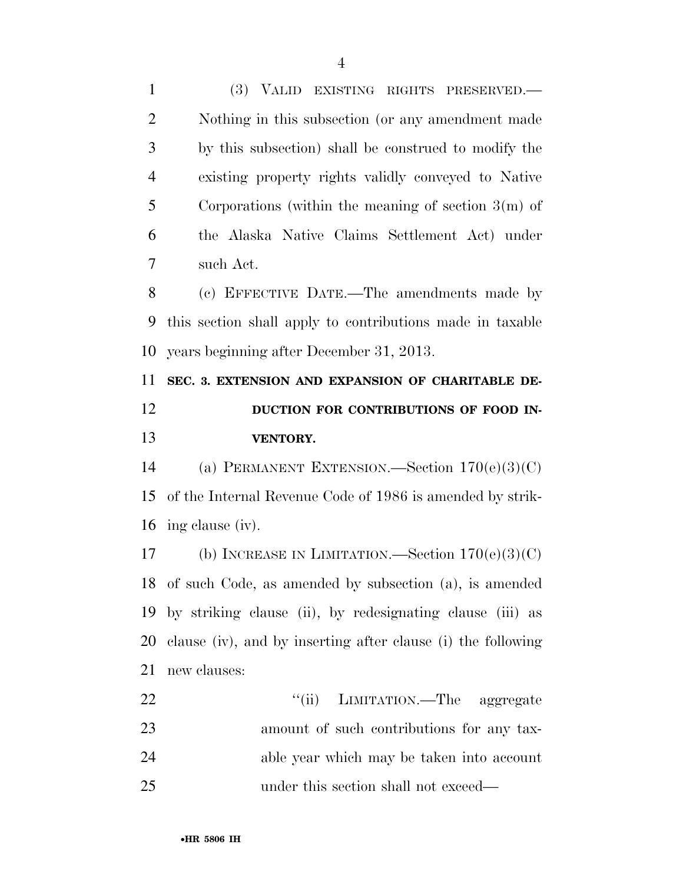(3) VALID EXISTING RIGHTS PRESERVED.—Nothing in this subsection (or any amendment made by this subsection) shall be construed to modify the existing property rights validly conveyed to Native Corporations (within the meaning of section 3(m) of the Alaska Native Claims Settlement Act) under such Act.

(c) EFFECTIVE DATE.—The amendments made by this section shall apply to contributions made in taxable years beginning after December 31, 2013.

**SEC. 3. EXTENSION AND EXPANSION OF CHARITABLE DEDUCTION FOR CONTRIBUTIONS OF FOOD INVENTORY.**

(a) PERMANENT EXTENSION.—Section 170(e)(3)(C) of the Internal Revenue Code of 1986 is amended by striking clause (iv).

(b) INCREASE IN LIMITATION.—Section 170(e)(3)(C) of such Code, as amended by subsection (a), is amended by striking clause (ii), by redesignating clause (iii) as clause (iv), and by inserting after clause (i) the following new clauses:

"(ii) LIMITATION.—The aggregate amount of such contributions for any taxable year which may be taken into account under this section shall not exceed—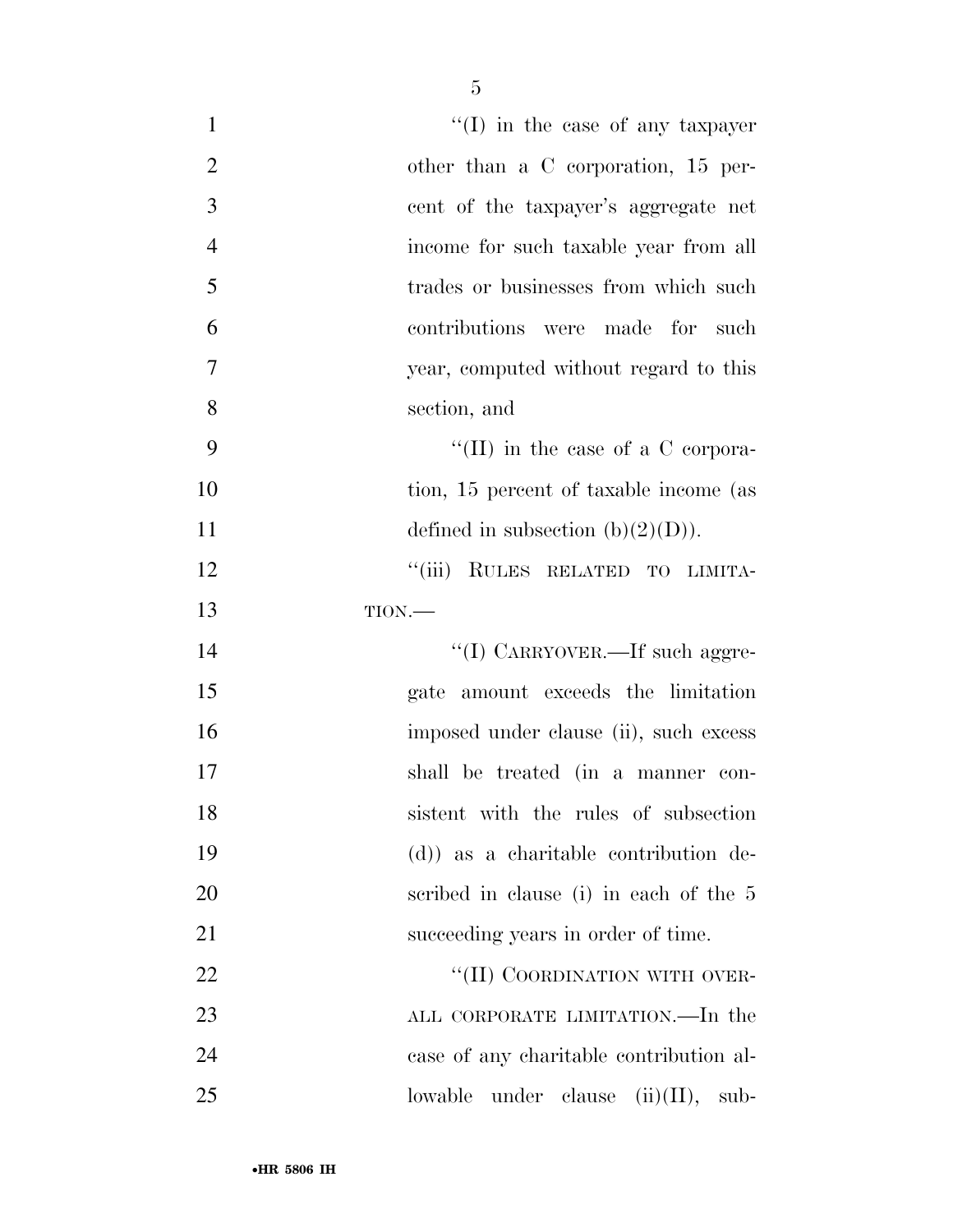"(I) in the case of any taxpayer other than a C corporation, 15 percent of the taxpayer's aggregate net income for such taxable year from all trades or businesses from which such contributions were made for such year, computed without regard to this section, and

"(II) in the case of a C corporation, 15 percent of taxable income (as defined in subsection (b)(2)(D)).

"(iii) RULES RELATED TO LIMITATION.—

"(I) CARRYOVER.—If such aggregate amount exceeds the limitation imposed under clause (ii), such excess shall be treated (in a manner consistent with the rules of subsection (d)) as a charitable contribution described in clause (i) in each of the 5 succeeding years in order of time.

"(II) COORDINATION WITH OVERALL CORPORATE LIMITATION.—In the case of any charitable contribution allowable under clause (ii)(II), sub-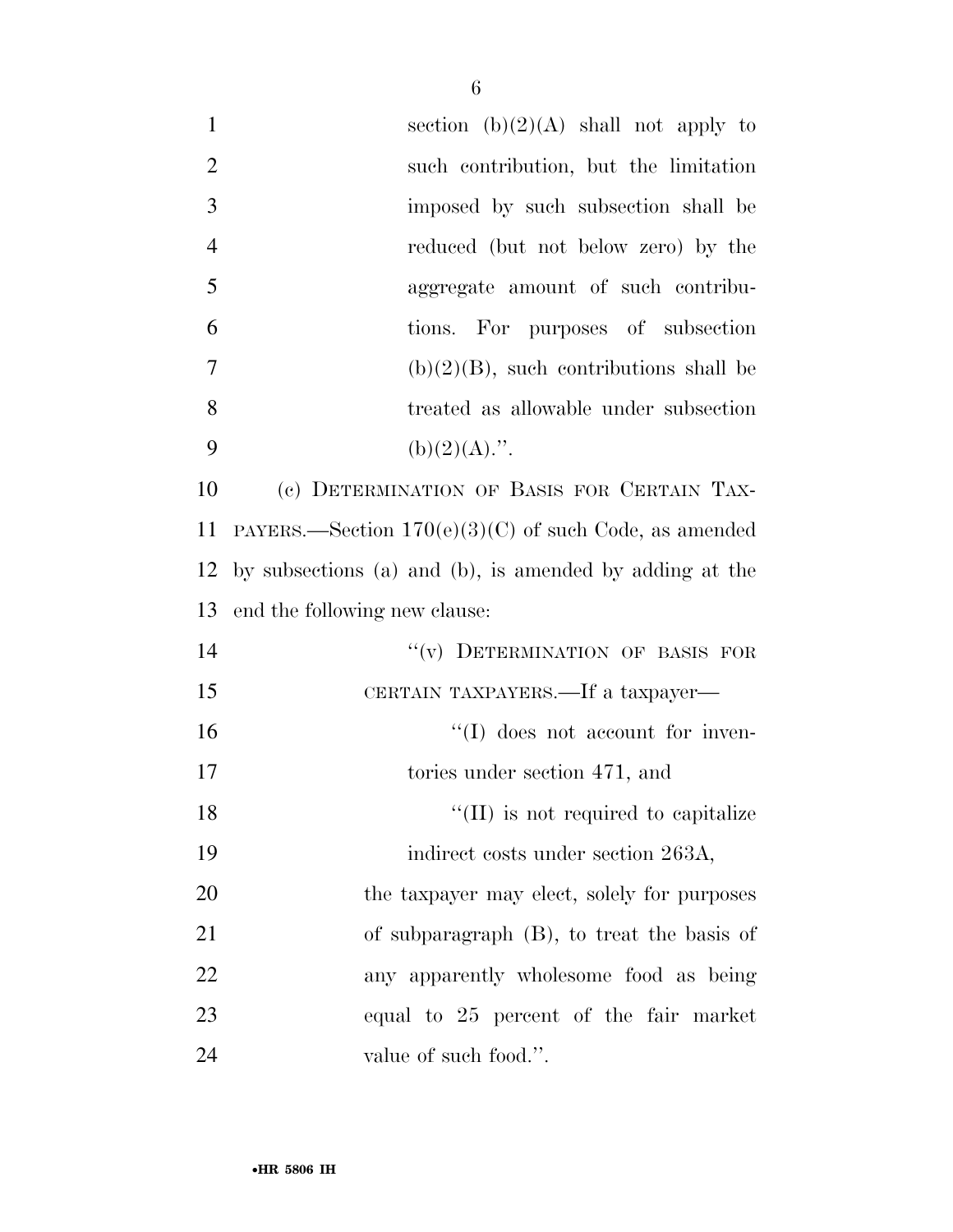section (b)(2)(A) shall not apply to such contribution, but the limitation imposed by such subsection shall be reduced (but not below zero) by the aggregate amount of such contributions. For purposes of subsection (b)(2)(B), such contributions shall be treated as allowable under subsection (b)(2)(A).''.

(c) DETERMINATION OF BASIS FOR CERTAIN TAXPAYERS.—Section 170(e)(3)(C) of such Code, as amended by subsections (a) and (b), is amended by adding at the end the following new clause:

''(v) DETERMINATION OF BASIS FOR CERTAIN TAXPAYERS.—If a taxpayer—

''(I) does not account for inventories under section 471, and

''(II) is not required to capitalize indirect costs under section 263A,

the taxpayer may elect, solely for purposes of subparagraph (B), to treat the basis of any apparently wholesome food as being equal to 25 percent of the fair market value of such food.''.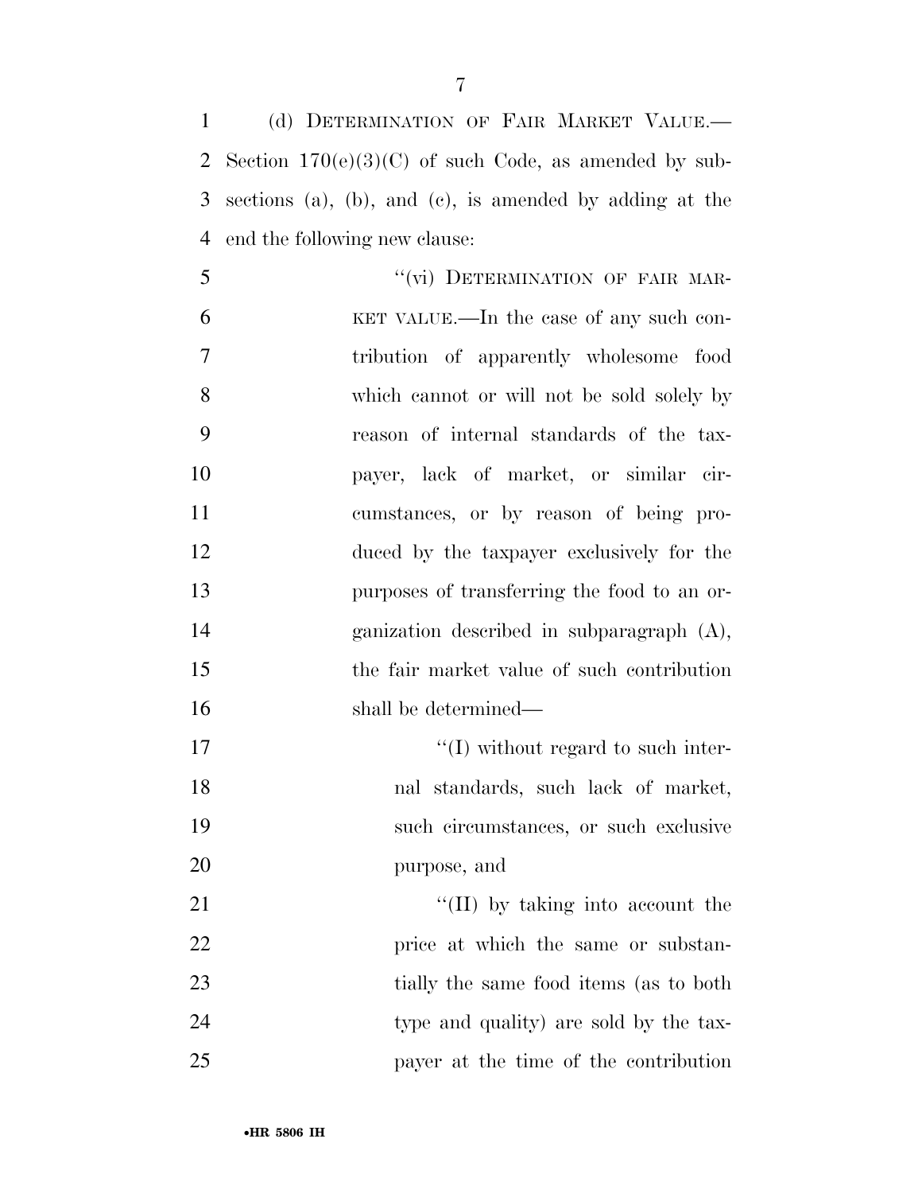(d) DETERMINATION OF FAIR MARKET VALUE.—Section 170(e)(3)(C) of such Code, as amended by subsections (a), (b), and (c), is amended by adding at the end the following new clause:

"(vi) DETERMINATION OF FAIR MARKET VALUE.—In the case of any such contribution of apparently wholesome food which cannot or will not be sold solely by reason of internal standards of the taxpayer, lack of market, or similar circumstances, or by reason of being produced by the taxpayer exclusively for the purposes of transferring the food to an organization described in subparagraph (A), the fair market value of such contribution shall be determined—

"(I) without regard to such internal standards, such lack of market, such circumstances, or such exclusive purpose, and

"(II) by taking into account the price at which the same or substantially the same food items (as to both type and quality) are sold by the taxpayer at the time of the contribution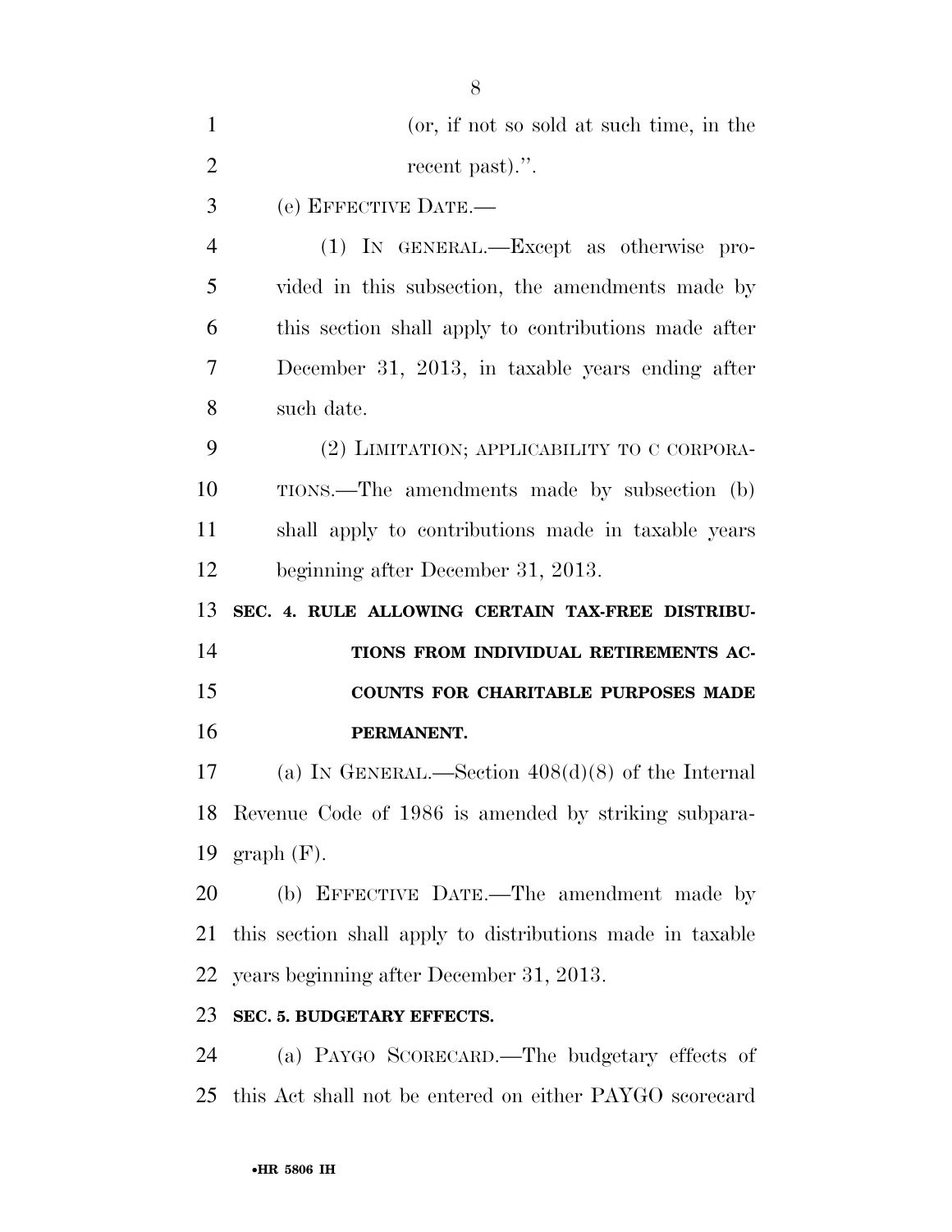(or, if not so sold at such time, in the recent past).''.

(e) EFFECTIVE DATE.—

(1) IN GENERAL.—Except as otherwise provided in this subsection, the amendments made by this section shall apply to contributions made after December 31, 2013, in taxable years ending after such date.

(2) LIMITATION; APPLICABILITY TO C CORPORATIONS.—The amendments made by subsection (b) shall apply to contributions made in taxable years beginning after December 31, 2013.

**SEC. 4. RULE ALLOWING CERTAIN TAX-FREE DISTRIBUTIONS FROM INDIVIDUAL RETIREMENTS ACCOUNTS FOR CHARITABLE PURPOSES MADE PERMANENT.**

(a) IN GENERAL.—Section 408(d)(8) of the Internal Revenue Code of 1986 is amended by striking subparagraph (F).

(b) EFFECTIVE DATE.—The amendment made by this section shall apply to distributions made in taxable years beginning after December 31, 2013.

**SEC. 5. BUDGETARY EFFECTS.**

(a) PAYGO SCORECARD.—The budgetary effects of this Act shall not be entered on either PAYGO scorecard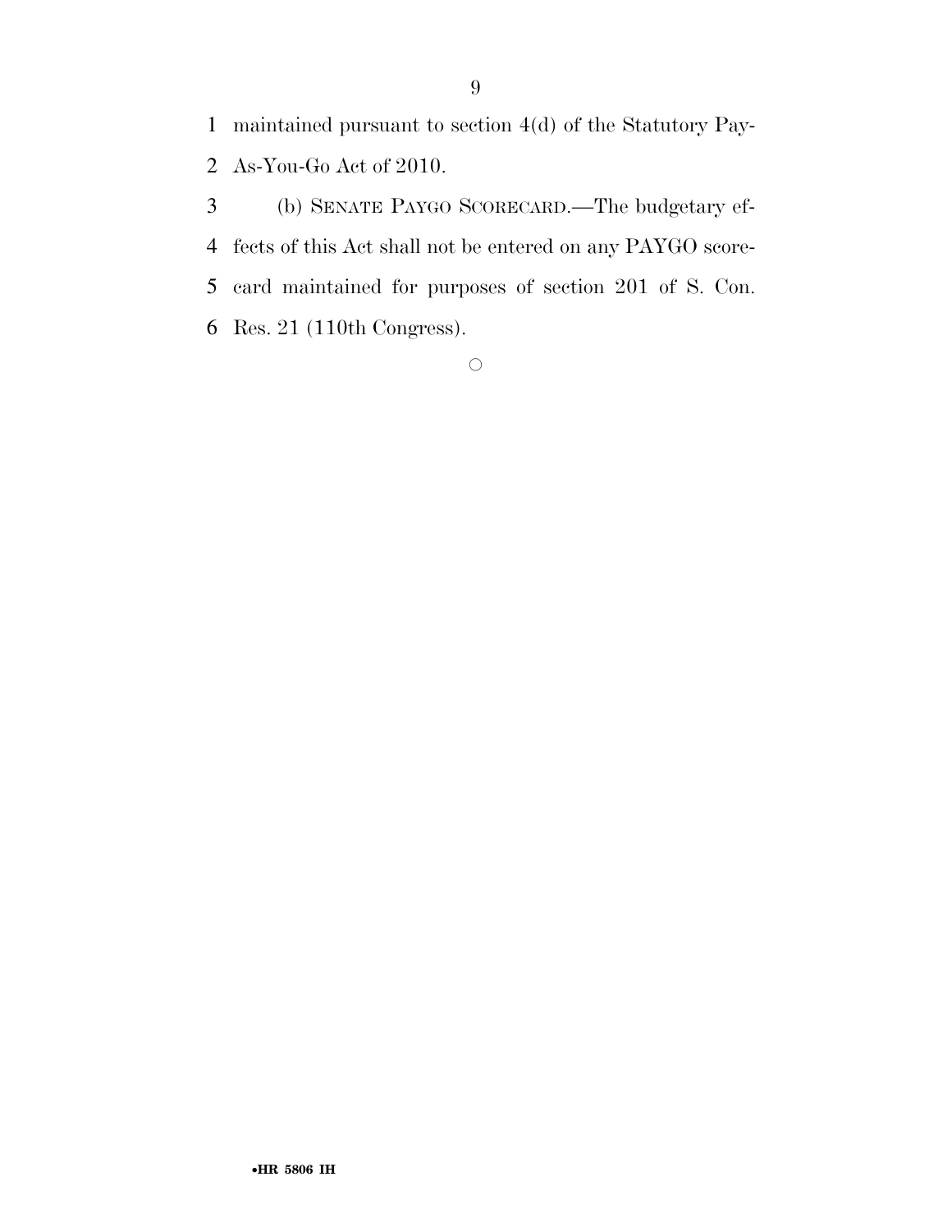maintained pursuant to section 4(d) of the Statutory Pay-As-You-Go Act of 2010.

(b) SENATE PAYGO SCORECARD.—The budgetary effects of this Act shall not be entered on any PAYGO scorecard maintained for purposes of section 201 of S. Con. Res. 21 (110th Congress).

○